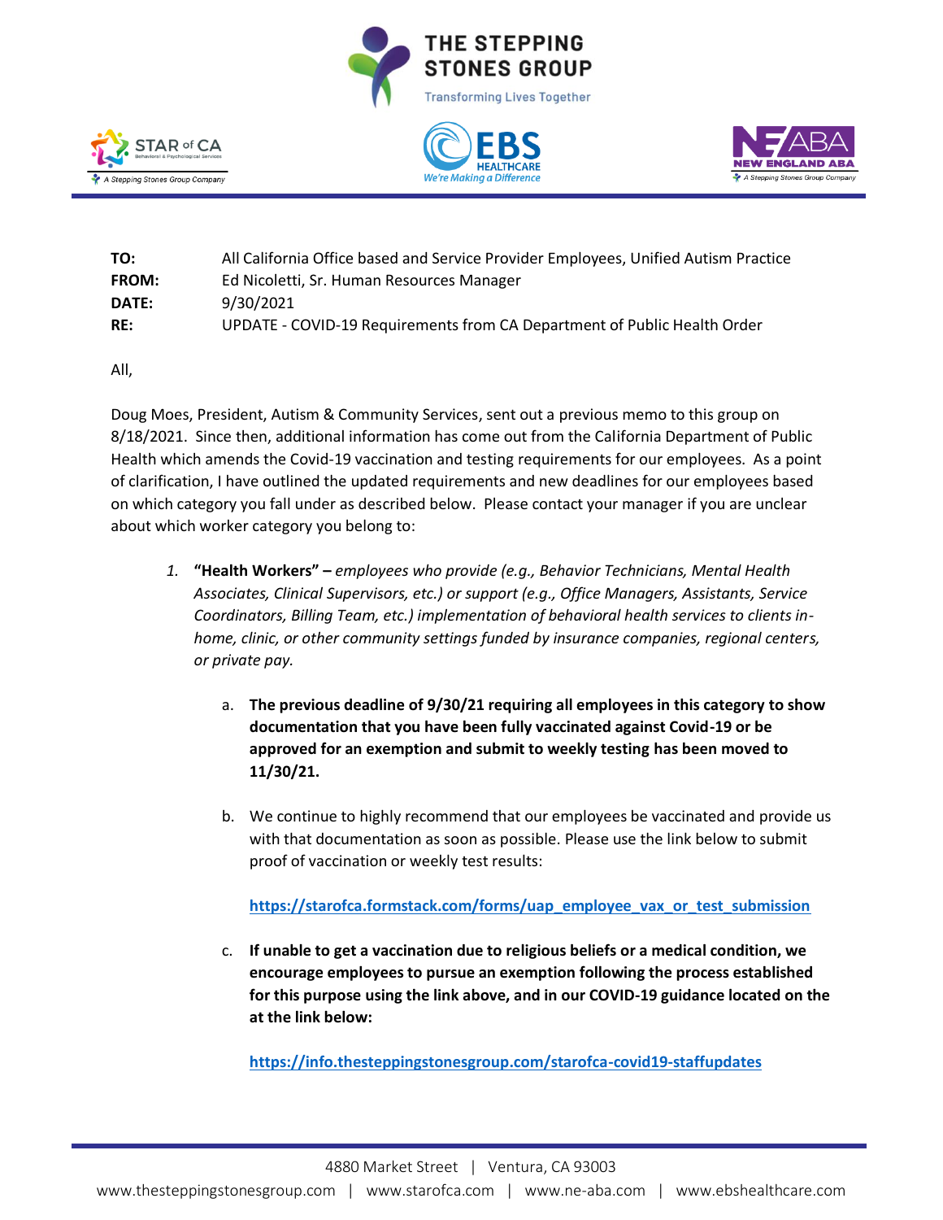THE STEPPING STONES GROUP

Transforming Lives Together

STAR of CA — A Stepping Stones Group Company | EBS HEALTHCARE — We're Making a Difference | NEW ENGLAND ABA — A Stepping Stones Group Company

**TO:** All California Office based and Service Provider Employees, Unified Autism Practice
**FROM:** Ed Nicoletti, Sr. Human Resources Manager
**DATE:** 9/30/2021
**RE:** UPDATE - COVID-19 Requirements from CA Department of Public Health Order

All,

Doug Moes, President, Autism & Community Services, sent out a previous memo to this group on 8/18/2021. Since then, additional information has come out from the California Department of Public Health which amends the Covid-19 vaccination and testing requirements for our employees. As a point of clarification, I have outlined the updated requirements and new deadlines for our employees based on which category you fall under as described below. Please contact your manager if you are unclear about which worker category you belong to:

1. **"Health Workers" –** *employees who provide (e.g., Behavior Technicians, Mental Health Associates, Clinical Supervisors, etc.) or support (e.g., Office Managers, Assistants, Service Coordinators, Billing Team, etc.) implementation of behavioral health services to clients in-home, clinic, or other community settings funded by insurance companies, regional centers, or private pay.*

   a. **The previous deadline of 9/30/21 requiring all employees in this category to show documentation that you have been fully vaccinated against Covid-19 or be approved for an exemption and submit to weekly testing has been moved to 11/30/21.**

   b. We continue to highly recommend that our employees be vaccinated and provide us with that documentation as soon as possible. Please use the link below to submit proof of vaccination or weekly test results:

      **https://starofca.formstack.com/forms/uap_employee_vax_or_test_submission**

   c. **If unable to get a vaccination due to religious beliefs or a medical condition, we encourage employees to pursue an exemption following the process established for this purpose using the link above, and in our COVID-19 guidance located on the at the link below:**

      **https://info.thesteppingstonesgroup.com/starofca-covid19-staffupdates**

4880 Market Street | Ventura, CA 93003
www.thesteppingstonesgroup.com | www.starofca.com | www.ne-aba.com | www.ebshealthcare.com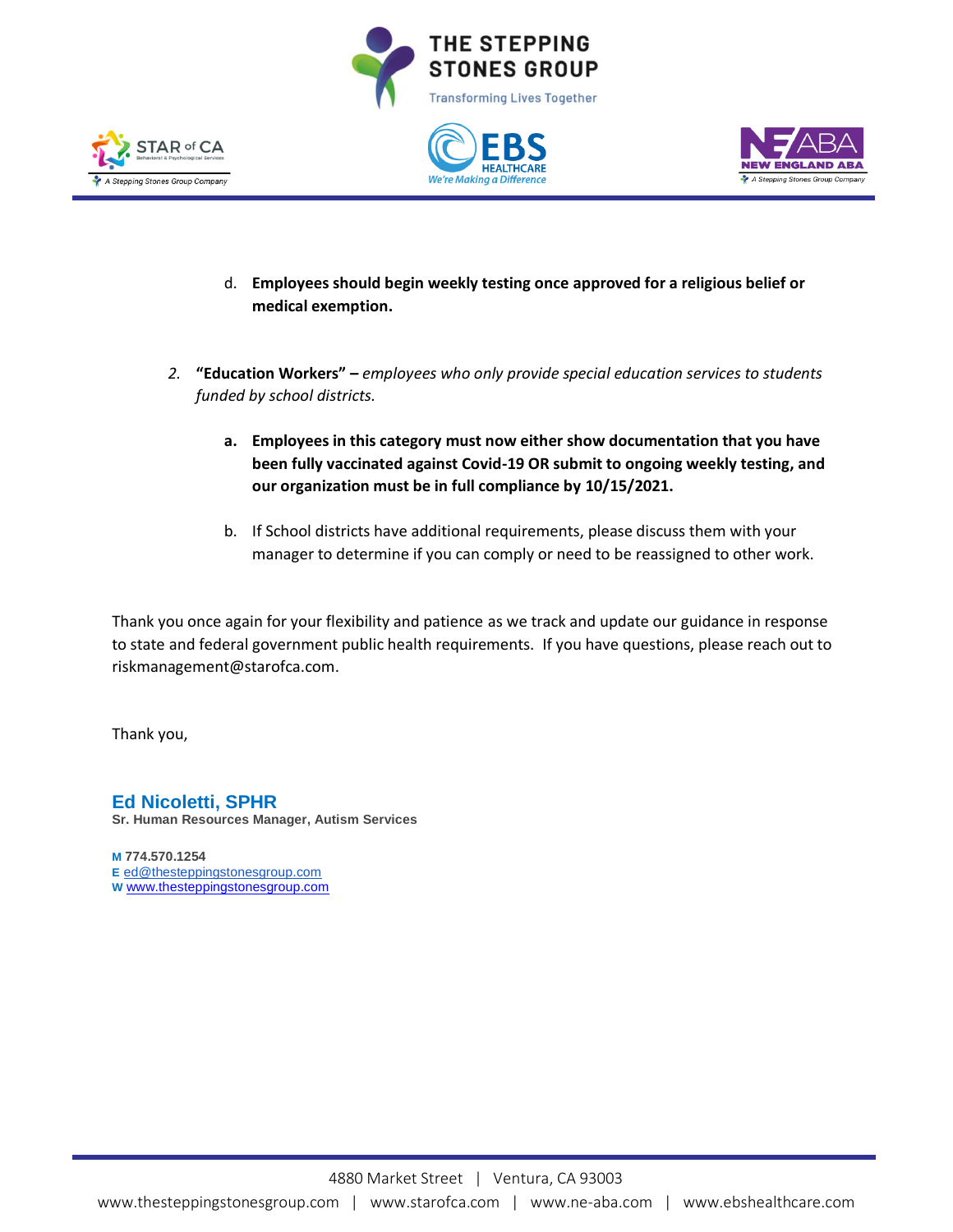d. **Employees should begin weekly testing once approved for a religious belief or medical exemption.**

2. **"Education Workers" –** *employees who only provide special education services to students funded by school districts.*

   a. **Employees in this category must now either show documentation that you have been fully vaccinated against Covid-19 OR submit to ongoing weekly testing, and our organization must be in full compliance by 10/15/2021.**

   b. If School districts have additional requirements, please discuss them with your manager to determine if you can comply or need to be reassigned to other work.

Thank you once again for your flexibility and patience as we track and update our guidance in response to state and federal government public health requirements. If you have questions, please reach out to riskmanagement@starofca.com.

Thank you,

**Ed Nicoletti, SPHR**
**Sr. Human Resources Manager, Autism Services**

**M** 774.570.1254
**E** ed@thesteppingstonesgroup.com
**W** www.thesteppingstonesgroup.com